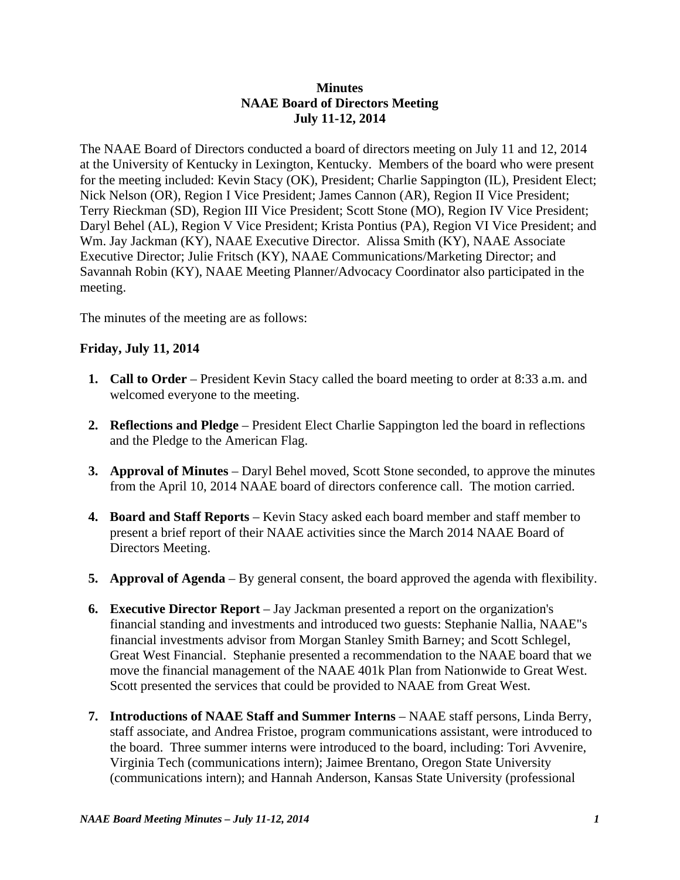**Minutes**
**NAAE Board of Directors Meeting**
**July 11-12, 2014**

The NAAE Board of Directors conducted a board of directors meeting on July 11 and 12, 2014 at the University of Kentucky in Lexington, Kentucky. Members of the board who were present for the meeting included: Kevin Stacy (OK), President; Charlie Sappington (IL), President Elect; Nick Nelson (OR), Region I Vice President; James Cannon (AR), Region II Vice President; Terry Rieckman (SD), Region III Vice President; Scott Stone (MO), Region IV Vice President; Daryl Behel (AL), Region V Vice President; Krista Pontius (PA), Region VI Vice President; and Wm. Jay Jackman (KY), NAAE Executive Director. Alissa Smith (KY), NAAE Associate Executive Director; Julie Fritsch (KY), NAAE Communications/Marketing Director; and Savannah Robin (KY), NAAE Meeting Planner/Advocacy Coordinator also participated in the meeting.

The minutes of the meeting are as follows:

**Friday, July 11, 2014**

1. **Call to Order** – President Kevin Stacy called the board meeting to order at 8:33 a.m. and welcomed everyone to the meeting.

2. **Reflections and Pledge** – President Elect Charlie Sappington led the board in reflections and the Pledge to the American Flag.

3. **Approval of Minutes** – Daryl Behel moved, Scott Stone seconded, to approve the minutes from the April 10, 2014 NAAE board of directors conference call. The motion carried.

4. **Board and Staff Reports** – Kevin Stacy asked each board member and staff member to present a brief report of their NAAE activities since the March 2014 NAAE Board of Directors Meeting.

5. **Approval of Agenda** – By general consent, the board approved the agenda with flexibility.

6. **Executive Director Report** – Jay Jackman presented a report on the organization's financial standing and investments and introduced two guests: Stephanie Nallia, NAAE"s financial investments advisor from Morgan Stanley Smith Barney; and Scott Schlegel, Great West Financial. Stephanie presented a recommendation to the NAAE board that we move the financial management of the NAAE 401k Plan from Nationwide to Great West. Scott presented the services that could be provided to NAAE from Great West.

7. **Introductions of NAAE Staff and Summer Interns** – NAAE staff persons, Linda Berry, staff associate, and Andrea Fristoe, program communications assistant, were introduced to the board. Three summer interns were introduced to the board, including: Tori Avvenire, Virginia Tech (communications intern); Jaimee Brentano, Oregon State University (communications intern); and Hannah Anderson, Kansas State University (professional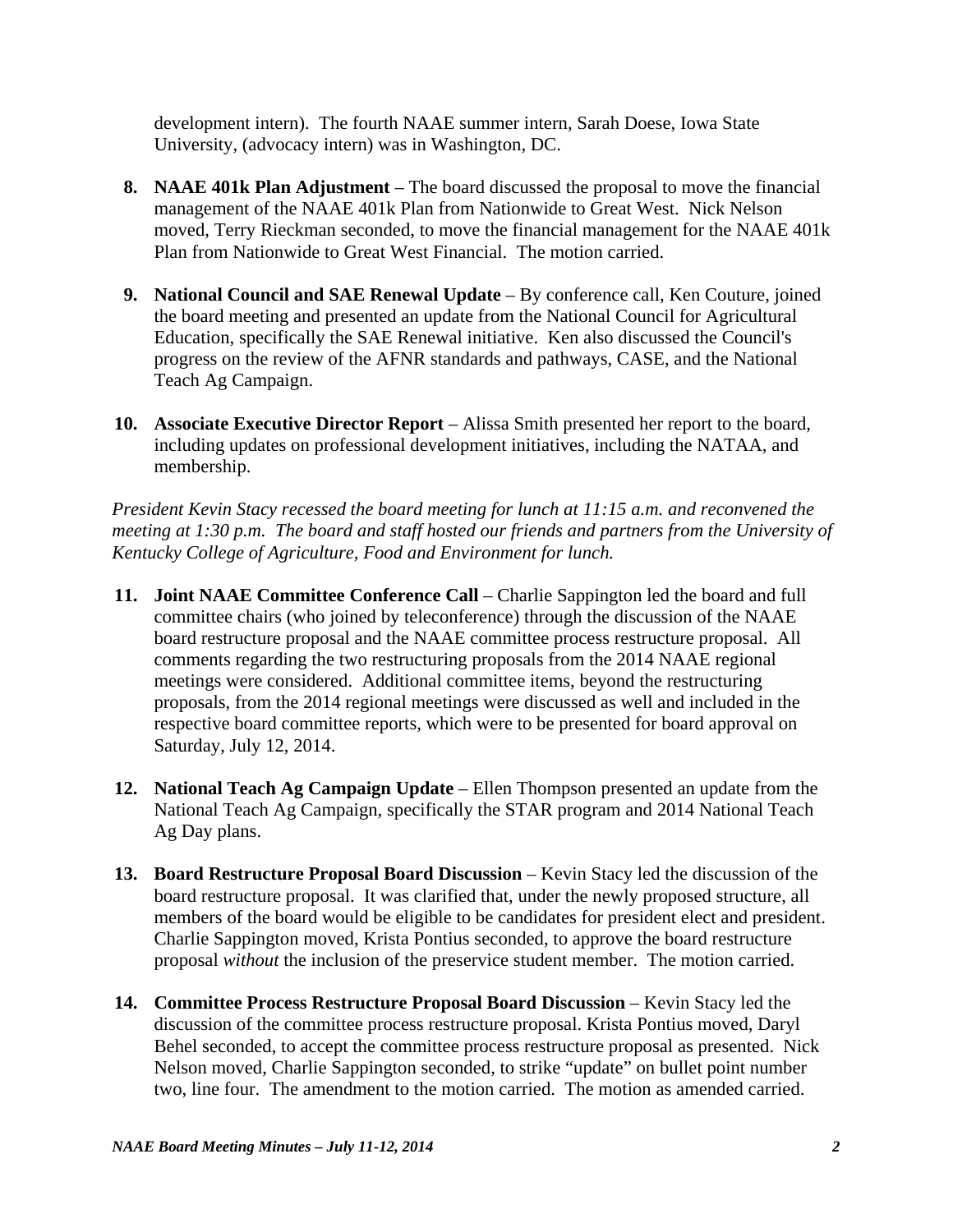development intern). The fourth NAAE summer intern, Sarah Doese, Iowa State University, (advocacy intern) was in Washington, DC.

8. **NAAE 401k Plan Adjustment** – The board discussed the proposal to move the financial management of the NAAE 401k Plan from Nationwide to Great West. Nick Nelson moved, Terry Rieckman seconded, to move the financial management for the NAAE 401k Plan from Nationwide to Great West Financial. The motion carried.

9. **National Council and SAE Renewal Update** – By conference call, Ken Couture, joined the board meeting and presented an update from the National Council for Agricultural Education, specifically the SAE Renewal initiative. Ken also discussed the Council's progress on the review of the AFNR standards and pathways, CASE, and the National Teach Ag Campaign.

10. **Associate Executive Director Report** – Alissa Smith presented her report to the board, including updates on professional development initiatives, including the NATAA, and membership.

*President Kevin Stacy recessed the board meeting for lunch at 11:15 a.m. and reconvened the meeting at 1:30 p.m. The board and staff hosted our friends and partners from the University of Kentucky College of Agriculture, Food and Environment for lunch.*

11. **Joint NAAE Committee Conference Call** – Charlie Sappington led the board and full committee chairs (who joined by teleconference) through the discussion of the NAAE board restructure proposal and the NAAE committee process restructure proposal. All comments regarding the two restructuring proposals from the 2014 NAAE regional meetings were considered. Additional committee items, beyond the restructuring proposals, from the 2014 regional meetings were discussed as well and included in the respective board committee reports, which were to be presented for board approval on Saturday, July 12, 2014.

12. **National Teach Ag Campaign Update** – Ellen Thompson presented an update from the National Teach Ag Campaign, specifically the STAR program and 2014 National Teach Ag Day plans.

13. **Board Restructure Proposal Board Discussion** – Kevin Stacy led the discussion of the board restructure proposal. It was clarified that, under the newly proposed structure, all members of the board would be eligible to be candidates for president elect and president. Charlie Sappington moved, Krista Pontius seconded, to approve the board restructure proposal *without* the inclusion of the preservice student member. The motion carried.

14. **Committee Process Restructure Proposal Board Discussion** – Kevin Stacy led the discussion of the committee process restructure proposal. Krista Pontius moved, Daryl Behel seconded, to accept the committee process restructure proposal as presented. Nick Nelson moved, Charlie Sappington seconded, to strike "update" on bullet point number two, line four. The amendment to the motion carried. The motion as amended carried.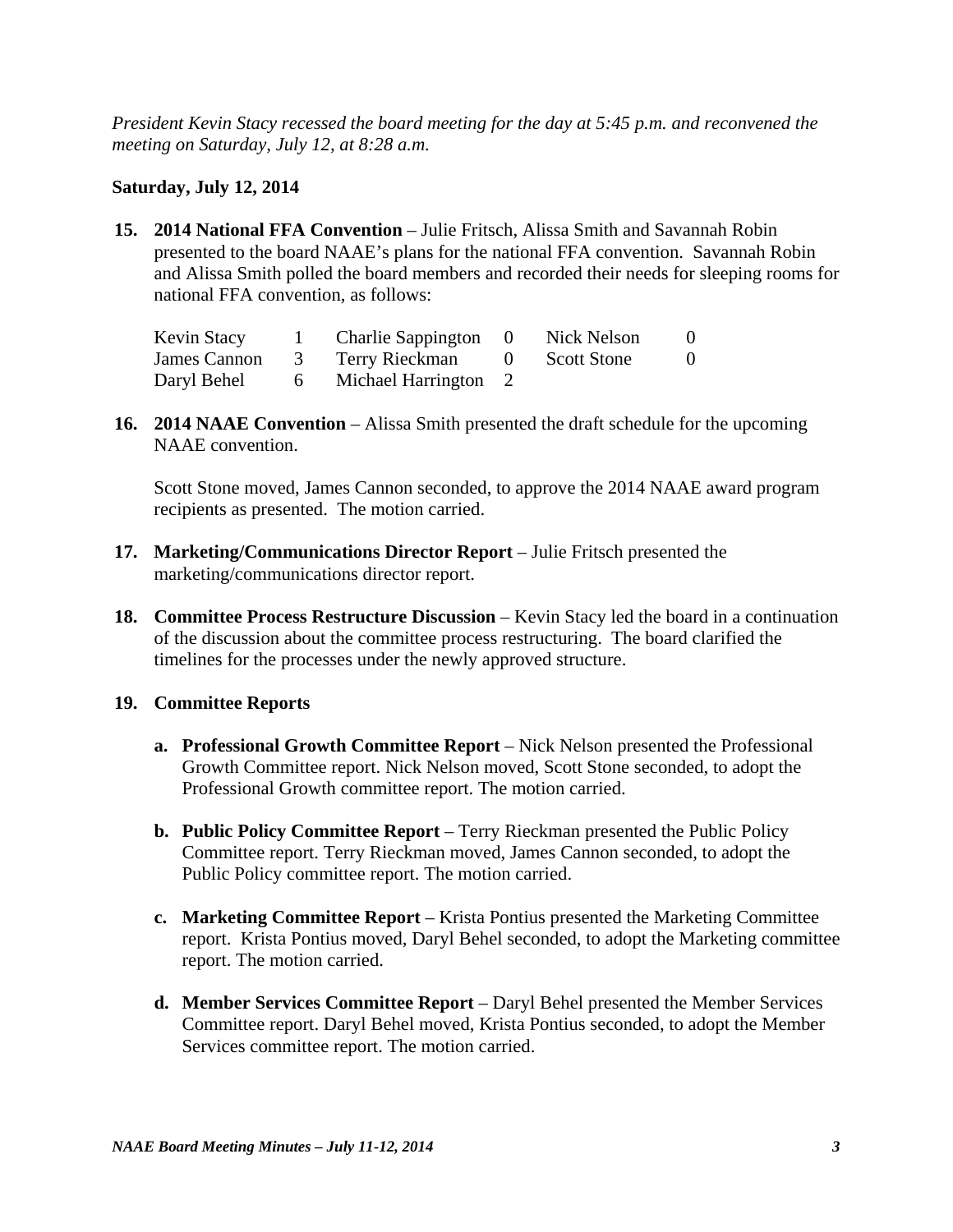*President Kevin Stacy recessed the board meeting for the day at 5:45 p.m. and reconvened the meeting on Saturday, July 12, at 8:28 a.m.*

**Saturday, July 12, 2014**

**15. 2014 National FFA Convention** – Julie Fritsch, Alissa Smith and Savannah Robin presented to the board NAAE's plans for the national FFA convention. Savannah Robin and Alissa Smith polled the board members and recorded their needs for sleeping rooms for national FFA convention, as follows:

| | | | | | |
|---|---|---|---|---|---|
| Kevin Stacy | 1 | Charlie Sappington | 0 | Nick Nelson | 0 |
| James Cannon | 3 | Terry Rieckman | 0 | Scott Stone | 0 |
| Daryl Behel | 6 | Michael Harrington | 2 | | |

**16. 2014 NAAE Convention** – Alissa Smith presented the draft schedule for the upcoming NAAE convention.

Scott Stone moved, James Cannon seconded, to approve the 2014 NAAE award program recipients as presented. The motion carried.

**17. Marketing/Communications Director Report** – Julie Fritsch presented the marketing/communications director report.

**18. Committee Process Restructure Discussion** – Kevin Stacy led the board in a continuation of the discussion about the committee process restructuring. The board clarified the timelines for the processes under the newly approved structure.

**19. Committee Reports**

**a. Professional Growth Committee Report** – Nick Nelson presented the Professional Growth Committee report. Nick Nelson moved, Scott Stone seconded, to adopt the Professional Growth committee report. The motion carried.

**b. Public Policy Committee Report** – Terry Rieckman presented the Public Policy Committee report. Terry Rieckman moved, James Cannon seconded, to adopt the Public Policy committee report. The motion carried.

**c. Marketing Committee Report** – Krista Pontius presented the Marketing Committee report. Krista Pontius moved, Daryl Behel seconded, to adopt the Marketing committee report. The motion carried.

**d. Member Services Committee Report** – Daryl Behel presented the Member Services Committee report. Daryl Behel moved, Krista Pontius seconded, to adopt the Member Services committee report. The motion carried.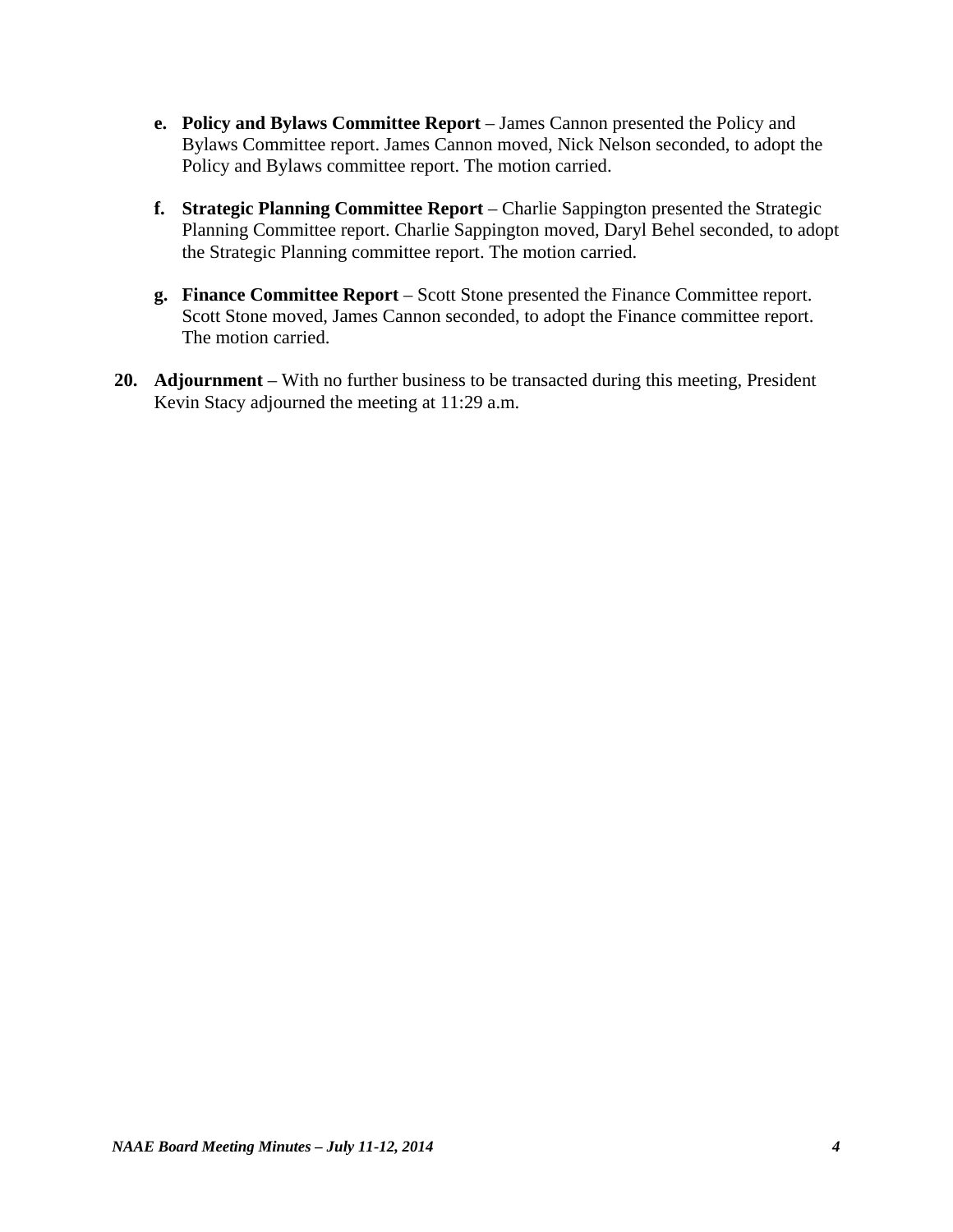e. **Policy and Bylaws Committee Report** – James Cannon presented the Policy and Bylaws Committee report. James Cannon moved, Nick Nelson seconded, to adopt the Policy and Bylaws committee report. The motion carried.

f. **Strategic Planning Committee Report** – Charlie Sappington presented the Strategic Planning Committee report. Charlie Sappington moved, Daryl Behel seconded, to adopt the Strategic Planning committee report. The motion carried.

g. **Finance Committee Report** – Scott Stone presented the Finance Committee report. Scott Stone moved, James Cannon seconded, to adopt the Finance committee report. The motion carried.

20. **Adjournment** – With no further business to be transacted during this meeting, President Kevin Stacy adjourned the meeting at 11:29 a.m.